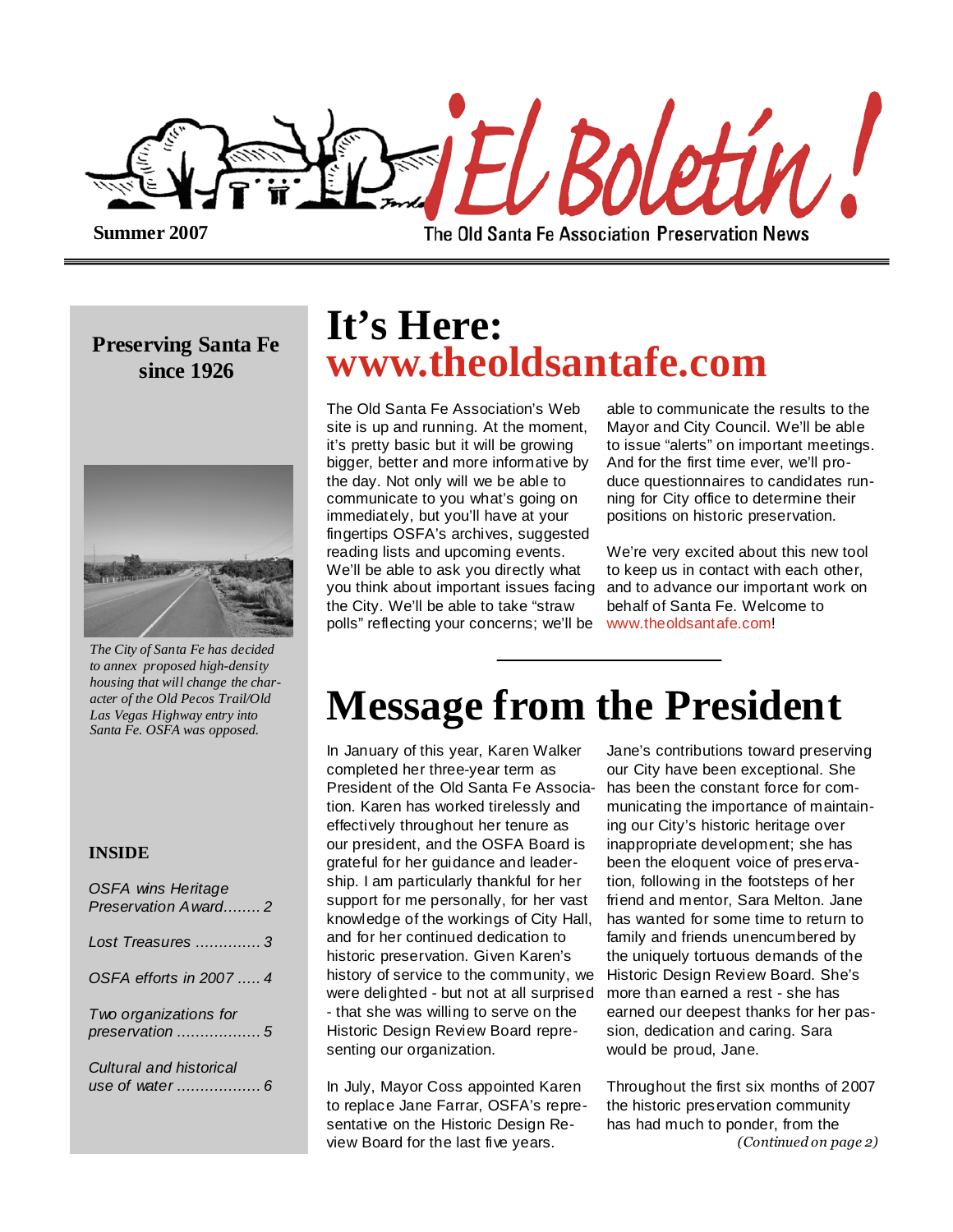# ¡El Boletín!

**Summer 2007**

The Old Santa Fe Association Preservation News

**Preserving Santa Fe since 1926**

*The City of Santa Fe has decided to annex proposed high-density housing that will change the character of the Old Pecos Trail/Old Las Vegas Highway entry into Santa Fe. OSFA was opposed.*

**INSIDE**

*OSFA wins Heritage Preservation Award........ 2*

*Lost Treasures .............. 3*

*OSFA efforts in 2007 ..... 4*

*Two organizations for preservation .................. 5*

*Cultural and historical use of water .................. 6*

# It's Here: www.theoldsantafe.com

The Old Santa Fe Association's Web site is up and running. At the moment, it's pretty basic but it will be growing bigger, better and more informative by the day. Not only will we be able to communicate to you what's going on immediately, but you'll have at your fingertips OSFA's archives, suggested reading lists and upcoming events. We'll be able to ask you directly what you think about important issues facing the City. We'll be able to take "straw polls" reflecting your concerns; we'll be able to communicate the results to the Mayor and City Council. We'll be able to issue "alerts" on important meetings. And for the first time ever, we'll produce questionnaires to candidates running for City office to determine their positions on historic preservation.

We're very excited about this new tool to keep us in contact with each other, and to advance our important work on behalf of Santa Fe. Welcome to www.theoldsantafe.com!

# Message from the President

In January of this year, Karen Walker completed her three-year term as President of the Old Santa Fe Association. Karen has worked tirelessly and effectively throughout her tenure as our president, and the OSFA Board is grateful for her guidance and leadership. I am particularly thankful for her support for me personally, for her vast knowledge of the workings of City Hall, and for her continued dedication to historic preservation. Given Karen's history of service to the community, we were delighted - but not at all surprised - that she was willing to serve on the Historic Design Review Board representing our organization.

In July, Mayor Coss appointed Karen to replace Jane Farrar, OSFA's representative on the Historic Design Review Board for the last five years. Jane's contributions toward preserving our City have been exceptional. She has been the constant force for communicating the importance of maintaining our City's historic heritage over inappropriate development; she has been the eloquent voice of preservation, following in the footsteps of her friend and mentor, Sara Melton. Jane has wanted for some time to return to family and friends unencumbered by the uniquely tortuous demands of the Historic Design Review Board. She's more than earned a rest - she has earned our deepest thanks for her passion, dedication and caring. Sara would be proud, Jane.

Throughout the first six months of 2007 the historic preservation community has had much to ponder, from the

*(Continued on page 2)*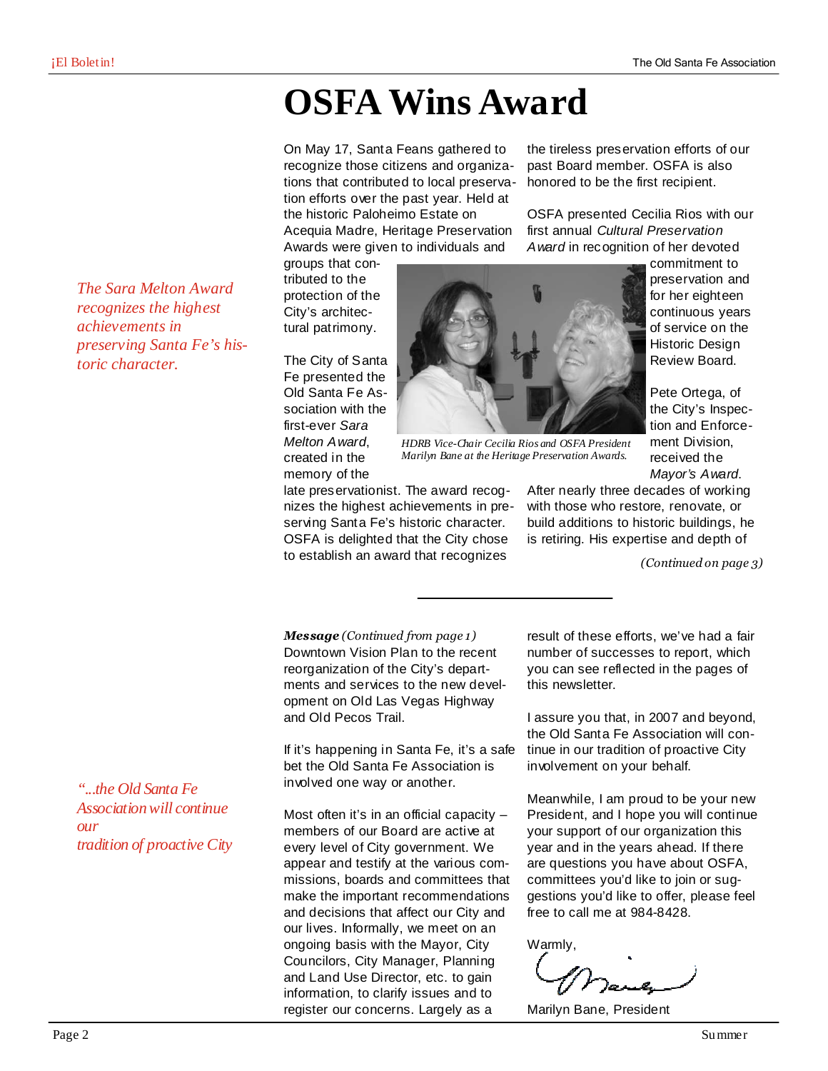# OSFA Wins Award

*The Sara Melton Award recognizes the highest achievements in preserving Santa Fe's historic character.*

On May 17, Santa Feans gathered to recognize those citizens and organizations that contributed to local preservation efforts over the past year. Held at the historic Paloheimo Estate on Acequia Madre, Heritage Preservation Awards were given to individuals and groups that contributed to the protection of the City's architectural patrimony.

The City of Santa Fe presented the Old Santa Fe Association with the first-ever *Sara Melton Award*, created in the memory of the late preservationist. The award recognizes the highest achievements in preserving Santa Fe's historic character. OSFA is delighted that the City chose to establish an award that recognizes the tireless preservation efforts of our past Board member. OSFA is also honored to be the first recipient.

HDRB Vice-Chair Cecilia Rios and OSFA President Marilyn Bane at the Heritage Preservation Awards.

OSFA presented Cecilia Rios with our first annual *Cultural Preservation Award* in recognition of her devoted commitment to preservation and for her eighteen continuous years of service on the Historic Design Review Board.

Pete Ortega, of the City's Inspection and Enforcement Division, received the *Mayor's Award*. After nearly three decades of working with those who restore, renovate, or build additions to historic buildings, he is retiring. His expertise and depth of

*(Continued on page 3)*

---

*"...the Old Santa Fe Association will continue our tradition of proactive City*

***Message*** *(Continued from page 1)*

Downtown Vision Plan to the recent reorganization of the City's departments and services to the new development on Old Las Vegas Highway and Old Pecos Trail.

If it's happening in Santa Fe, it's a safe bet the Old Santa Fe Association is involved one way or another.

Most often it's in an official capacity – members of our Board are active at every level of City government. We appear and testify at the various commissions, boards and committees that make the important recommendations and decisions that affect our City and our lives. Informally, we meet on an ongoing basis with the Mayor, City Councilors, City Manager, Planning and Land Use Director, etc. to gain information, to clarify issues and to register our concerns. Largely as a result of these efforts, we've had a fair number of successes to report, which you can see reflected in the pages of this newsletter.

I assure you that, in 2007 and beyond, the Old Santa Fe Association will continue in our tradition of proactive City involvement on your behalf.

Meanwhile, I am proud to be your new President, and I hope you will continue your support of our organization this year and in the years ahead. If there are questions you have about OSFA, committees you'd like to join or suggestions you'd like to offer, please feel free to call me at 984-8428.

Warmly,

Marilyn Bane, President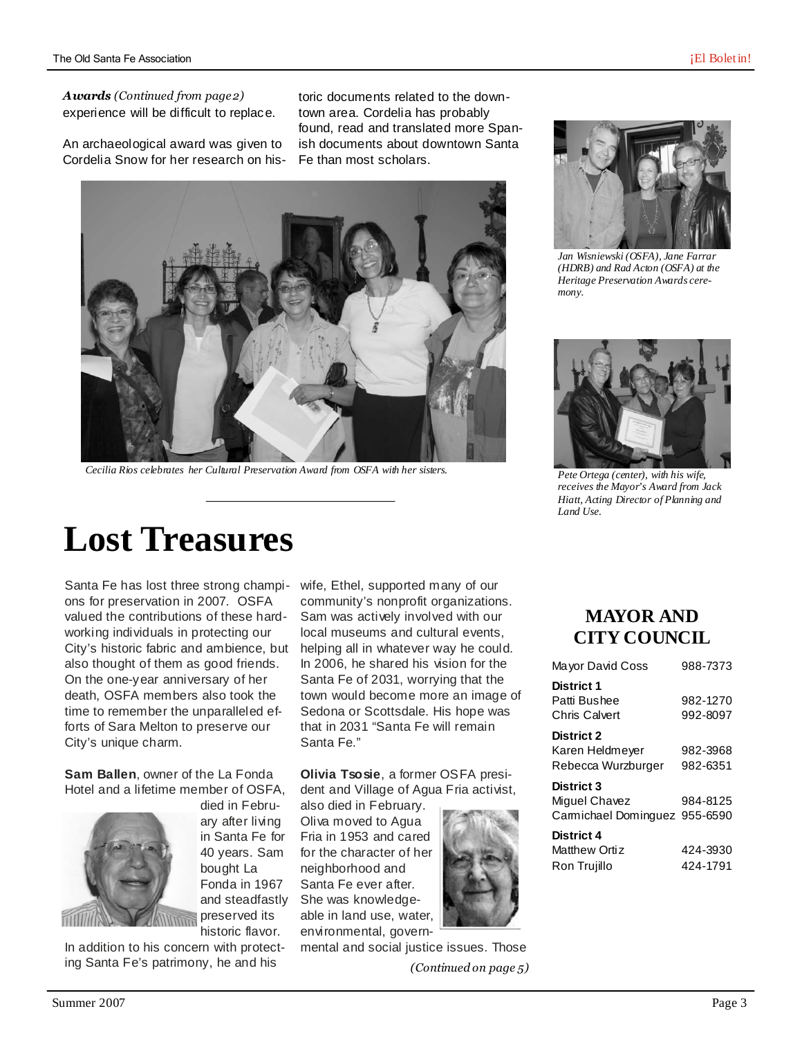***Awards*** *(Continued from page 2)*
experience will be difficult to replace.

An archaeological award was given to Cordelia Snow for her research on historic documents related to the downtown area. Cordelia has probably found, read and translated more Spanish documents about downtown Santa Fe than most scholars.

*Cecilia Rios celebrates her Cultural Preservation Award from OSFA with her sisters.*

*Jan Wisniewski (OSFA), Jane Farrar (HDRB) and Rad Acton (OSFA) at the Heritage Preservation Awards ceremony.*

*Pete Ortega (center), with his wife, receives the Mayor's Award from Jack Hiatt, Acting Director of Planning and Land Use.*

# Lost Treasures

Santa Fe has lost three strong champions for preservation in 2007. OSFA valued the contributions of these hardworking individuals in protecting our City's historic fabric and ambience, but also thought of them as good friends. On the one-year anniversary of her death, OSFA members also took the time to remember the unparalleled efforts of Sara Melton to preserve our City's unique charm.

**Sam Ballen**, owner of the La Fonda Hotel and a lifetime member of OSFA, died in February after living in Santa Fe for 40 years. Sam bought La Fonda in 1967 and steadfastly preserved its historic flavor. In addition to his concern with protecting Santa Fe's patrimony, he and his wife, Ethel, supported many of our community's nonprofit organizations. Sam was actively involved with our local museums and cultural events, helping all in whatever way he could. In 2006, he shared his vision for the Santa Fe of 2031, worrying that the town would become more an image of Sedona or Scottsdale. His hope was that in 2031 "Santa Fe will remain Santa Fe."

**Olivia Tsosie**, a former OSFA president and Village of Agua Fria activist, also died in February. Oliva moved to Agua Fria in 1953 and cared for the character of her neighborhood and Santa Fe ever after. She was knowledgeable in land use, water, environmental, governmental and social justice issues. Those

*(Continued on page 5)*

## MAYOR AND CITY COUNCIL

| | |
|---|---|
| Mayor David Coss | 988-7373 |
| **District 1** | |
| Patti Bushee | 982-1270 |
| Chris Calvert | 992-8097 |
| **District 2** | |
| Karen Heldmeyer | 982-3968 |
| Rebecca Wurzburger | 982-6351 |
| **District 3** | |
| Miguel Chavez | 984-8125 |
| Carmichael Dominguez | 955-6590 |
| **District 4** | |
| Matthew Ortiz | 424-3930 |
| Ron Trujillo | 424-1791 |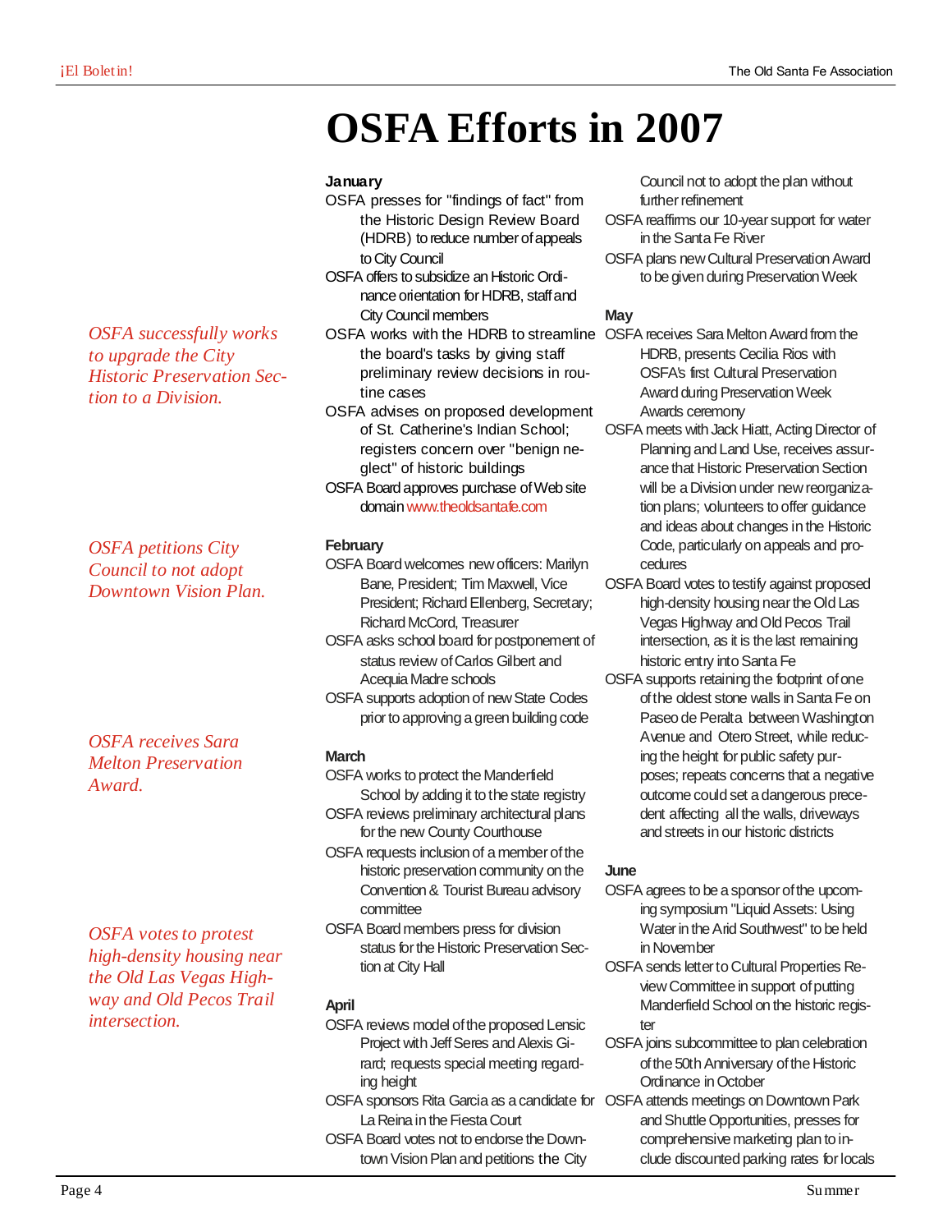# OSFA Efforts in 2007

*OSFA successfully works to upgrade the City Historic Preservation Section to a Division.*

*OSFA petitions City Council to not adopt Downtown Vision Plan.*

*OSFA receives Sara Melton Preservation Award.*

*OSFA votes to protest high-density housing near the Old Las Vegas Highway and Old Pecos Trail intersection.*

**January**

- OSFA presses for "findings of fact" from the Historic Design Review Board (HDRB) to reduce number of appeals to City Council
- OSFA offers to subsidize an Historic Ordinance orientation for HDRB, staff and City Council members
- OSFA works with the HDRB to streamline the board's tasks by giving staff preliminary review decisions in routine cases
- OSFA advises on proposed development of St. Catherine's Indian School; registers concern over "benign neglect" of historic buildings
- OSFA Board approves purchase of Web site domain www.theoldsantafe.com

**February**

- OSFA Board welcomes new officers: Marilyn Bane, President; Tim Maxwell, Vice President; Richard Ellenberg, Secretary; Richard McCord, Treasurer
- OSFA asks school board for postponement of status review of Carlos Gilbert and Acequia Madre schools
- OSFA supports adoption of new State Codes prior to approving a green building code

**March**

- OSFA works to protect the Manderfield School by adding it to the state registry
- OSFA reviews preliminary architectural plans for the new County Courthouse
- OSFA requests inclusion of a member of the historic preservation community on the Convention & Tourist Bureau advisory committee
- OSFA Board members press for division status for the Historic Preservation Section at City Hall

**April**

- OSFA reviews model of the proposed Lensic Project with Jeff Seres and Alexis Girard; requests special meeting regarding height
- OSFA sponsors Rita Garcia as a candidate for La Reina in the Fiesta Court
- OSFA Board votes not to endorse the Downtown Vision Plan and petitions the City Council not to adopt the plan without further refinement
- OSFA reaffirms our 10-year support for water in the Santa Fe River
- OSFA plans new Cultural Preservation Award to be given during Preservation Week

**May**

- OSFA receives Sara Melton Award from the HDRB, presents Cecilia Rios with OSFA's first Cultural Preservation Award during Preservation Week Awards ceremony
- OSFA meets with Jack Hiatt, Acting Director of Planning and Land Use, receives assurance that Historic Preservation Section will be a Division under new reorganization plans; volunteers to offer guidance and ideas about changes in the Historic Code, particularly on appeals and procedures
- OSFA Board votes to testify against proposed high-density housing near the Old Las Vegas Highway and Old Pecos Trail intersection, as it is the last remaining historic entry into Santa Fe
- OSFA supports retaining the footprint of one of the oldest stone walls in Santa Fe on Paseo de Peralta between Washington Avenue and Otero Street, while reducing the height for public safety purposes; repeats concerns that a negative outcome could set a dangerous precedent affecting all the walls, driveways and streets in our historic districts

**June**

- OSFA agrees to be a sponsor of the upcoming symposium "Liquid Assets: Using Water in the Arid Southwest" to be held in November
- OSFA sends letter to Cultural Properties Review Committee in support of putting Manderfield School on the historic register
- OSFA joins subcommittee to plan celebration of the 50th Anniversary of the Historic Ordinance in October
- OSFA attends meetings on Downtown Park and Shuttle Opportunities, presses for comprehensive marketing plan to include discounted parking rates for locals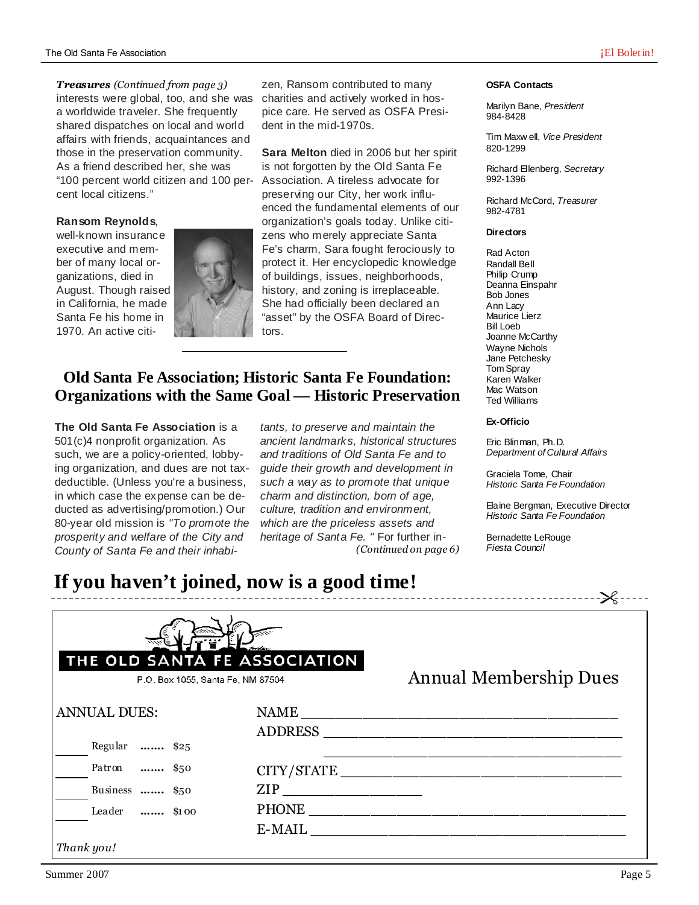***Treasures*** *(Continued from page 3)*
interests were global, too, and she was a worldwide traveler. She frequently shared dispatches on local and world affairs with friends, acquaintances and those in the preservation community. As a friend described her, she was "100 percent world citizen and 100 percent local citizens."

**Ransom Reynolds**, well-known insurance executive and member of many local organizations, died in August. Though raised in California, he made Santa Fe his home in 1970. An active citizen, Ransom contributed to many charities and actively worked in hospice care. He served as OSFA President in the mid-1970s.

**Sara Melton** died in 2006 but her spirit is not forgotten by the Old Santa Fe Association. A tireless advocate for preserving our City, her work influenced the fundamental elements of our organization's goals today. Unlike citizens who merely appreciate Santa Fe's charm, Sara fought ferociously to protect it. Her encyclopedic knowledge of buildings, issues, neighborhoods, history, and zoning is irreplaceable. She had officially been declared an "asset" by the OSFA Board of Directors.

## Old Santa Fe Association; Historic Santa Fe Foundation: Organizations with the Same Goal — Historic Preservation

**The Old Santa Fe Association** is a 501(c)4 nonprofit organization. As such, we are a policy-oriented, lobbying organization, and dues are not tax-deductible. (Unless you're a business, in which case the expense can be deducted as advertising/promotion.) Our 80-year old mission is *"To promote the prosperity and welfare of the City and County of Santa Fe and their inhabitants, to preserve and maintain the ancient landmarks, historical structures and traditions of Old Santa Fe and to guide their growth and development in such a way as to promote that unique charm and distinction, born of age, culture, tradition and environment, which are the priceless assets and heritage of Santa Fe. "* For further in-

*(Continued on page 6)*

**OSFA Contacts**

Marilyn Bane, *President*
984-8428

Tim Maxwell, *Vice President*
820-1299

Richard Ellenberg, *Secretary*
992-1396

Richard McCord, *Treasurer*
982-4781

**Directors**

Rad Acton
Randall Bell
Philip Crump
Deanna Einspahr
Bob Jones
Ann Lacy
Maurice Lierz
Bill Loeb
Joanne McCarthy
Wayne Nichols
Jane Petchesky
Tom Spray
Karen Walker
Mac Watson
Ted Williams

**Ex-Officio**

Eric Blinman, Ph.D.
*Department of Cultural Affairs*

Graciela Tome, Chair
*Historic Santa Fe Foundation*

Elaine Bergman, Executive Director
*Historic Santa Fe Foundation*

Bernadette LeRouge
*Fiesta Council*

# If you haven't joined, now is a good time!

THE OLD SANTA FE ASSOCIATION
P.O. Box 1055, Santa Fe, NM 87504

Annual Membership Dues

ANNUAL DUES:

_____ Regular ....... $25
_____ Patron ....... $50
_____ Business ....... $50
_____ Leader ....... $100

NAME ______________________________
ADDRESS ______________________________
______________________________
CITY/STATE ______________________________
ZIP ______________
PHONE ______________________________
E-MAIL ______________________________

*Thank you!*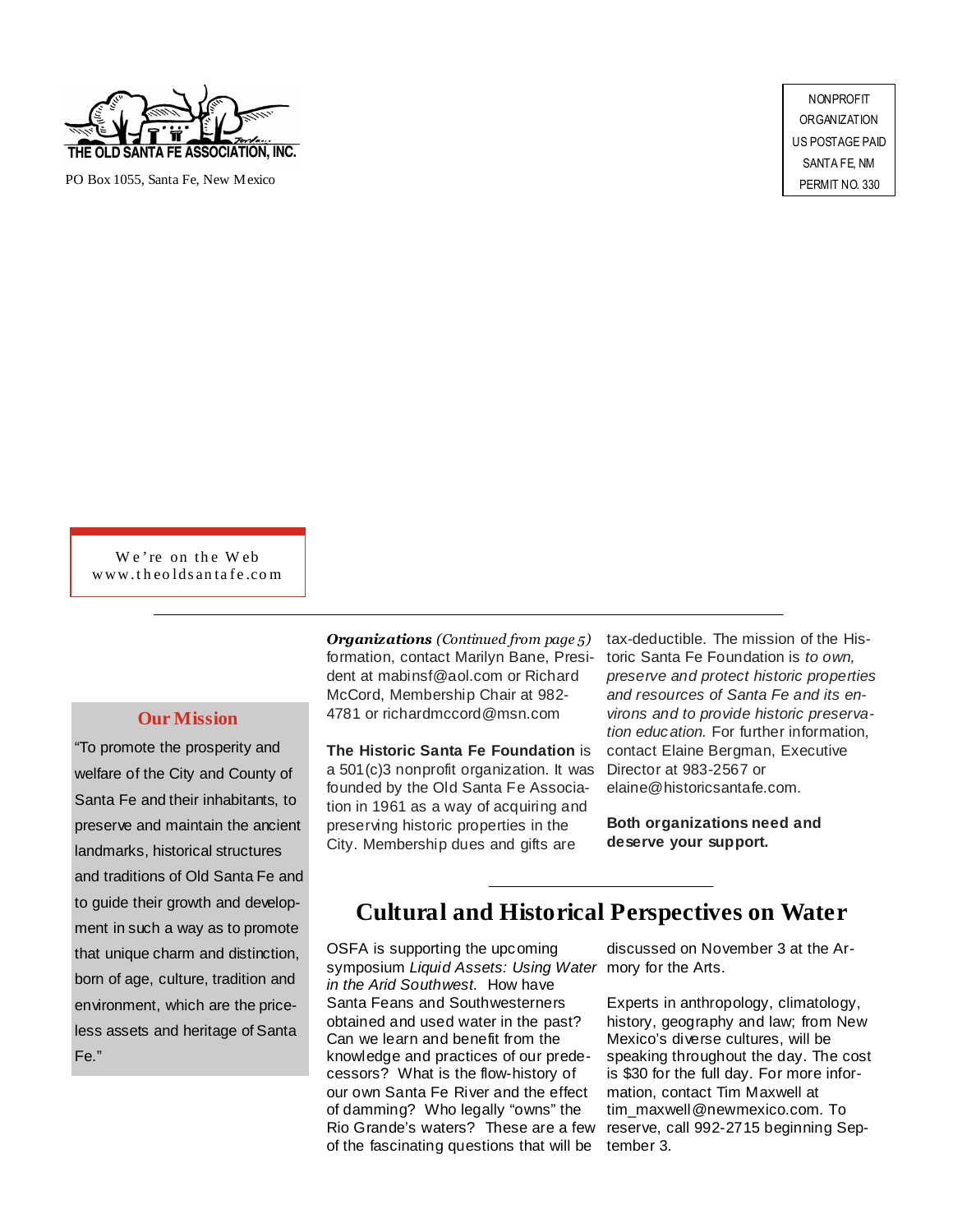THE OLD SANTA FE ASSOCIATION, INC.

PO Box 1055, Santa Fe, New Mexico

NONPROFIT ORGANIZATION
US POSTAGE PAID
SANTA FE, NM
PERMIT NO. 330

We're on the Web
www.theoldsantafe.com

## Our Mission

"To promote the prosperity and welfare of the City and County of Santa Fe and their inhabitants, to preserve and maintain the ancient landmarks, historical structures and traditions of Old Santa Fe and to guide their growth and development in such a way as to promote that unique charm and distinction, born of age, culture, tradition and environment, which are the priceless assets and heritage of Santa Fe."

***Organizations*** *(Continued from page 5)* formation, contact Marilyn Bane, President at mabinsf@aol.com or Richard McCord, Membership Chair at 982-4781 or richardmccord@msn.com

**The Historic Santa Fe Foundation** is a 501(c)3 nonprofit organization. It was founded by the Old Santa Fe Association in 1961 as a way of acquiring and preserving historic properties in the City. Membership dues and gifts are tax-deductible. The mission of the Historic Santa Fe Foundation is *to own, preserve and protect historic properties and resources of Santa Fe and its environs and to provide historic preservation education.* For further information, contact Elaine Bergman, Executive Director at 983-2567 or elaine@historicsantafe.com.

**Both organizations need and deserve your support.**

## Cultural and Historical Perspectives on Water

OSFA is supporting the upcoming symposium *Liquid Assets: Using Water in the Arid Southwest.* How have Santa Feans and Southwesterners obtained and used water in the past? Can we learn and benefit from the knowledge and practices of our predecessors? What is the flow-history of our own Santa Fe River and the effect of damming? Who legally "owns" the Rio Grande's waters? These are a few of the fascinating questions that will be discussed on November 3 at the Armory for the Arts.

Experts in anthropology, climatology, history, geography and law; from New Mexico's diverse cultures, will be speaking throughout the day. The cost is $30 for the full day. For more information, contact Tim Maxwell at tim_maxwell@newmexico.com. To reserve, call 992-2715 beginning September 3.